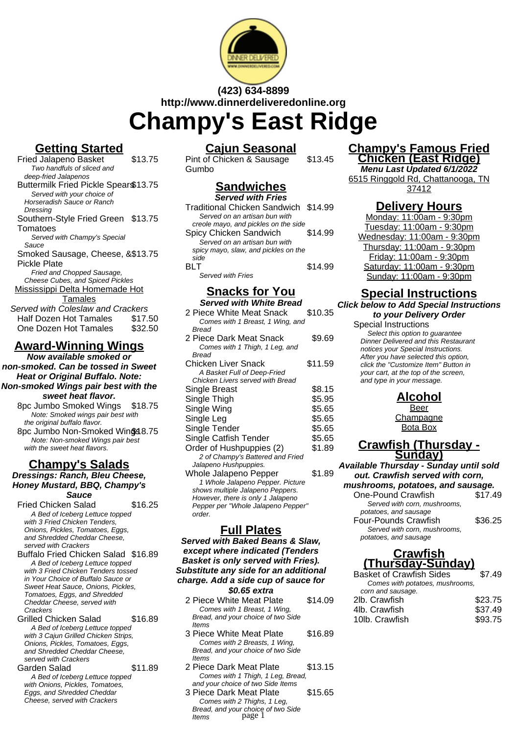**(423) 634-8899**
**http://www.dinnerdeliveredonline.org**

# Champy's East Ridge

## Getting Started

Fried Jalapeno Basket — $13.75
*Two handfuls of sliced and deep-fried Jalapenos*

Buttermilk Fried Pickle Spears — $13.75
*Served with your choice of Horseradish Sauce or Ranch Dressing*

Southern-Style Fried Green Tomatoes — $13.75
*Served with Champy's Special Sauce*

Smoked Sausage, Cheese, & Pickle Plate — $13.75
*Fried and Chopped Sausage, Cheese Cubes, and Spiced Pickles*

### Mississippi Delta Homemade Hot Tamales

Served with Coleslaw and Crackers

Half Dozen Hot Tamales — $17.50
One Dozen Hot Tamales — $32.50

## Award-Winning Wings

**Now available smoked or non-smoked. Can be tossed in Sweet Heat or Original Buffalo. Note: Non-smoked Wings pair best with the sweet heat flavor.**

8pc Jumbo Smoked Wings — $18.75
*Note: Smoked wings pair best with the original buffalo flavor.*

8pc Jumbo Non-Smoked Wings — $18.75
*Note: Non-smoked Wings pair best with the sweet heat flavors.*

## Champy's Salads

**Dressings: Ranch, Bleu Cheese, Honey Mustard, BBQ, Champy's Sauce**

Fried Chicken Salad — $16.25
*A Bed of Iceberg Lettuce topped with 3 Fried Chicken Tenders, Onions, Pickles, Tomatoes, Eggs, and Shredded Cheddar Cheese, served with Crackers*

Buffalo Fried Chicken Salad — $16.89
*A Bed of Iceberg Lettuce topped with 3 Fried Chicken Tenders tossed in Your Choice of Buffalo Sauce or Sweet Heat Sauce, Onions, Pickles, Tomatoes, Eggs, and Shredded Cheddar Cheese, served with Crackers*

Grilled Chicken Salad — $16.89
*A Bed of Iceberg Lettuce topped with 3 Cajun Grilled Chicken Strips, Onions, Pickles, Tomatoes, Eggs, and Shredded Cheddar Cheese, served with Crackers*

Garden Salad — $11.89
*A Bed of Iceberg Lettuce topped with Onions, Pickles, Tomatoes, Eggs, and Shredded Cheddar Cheese, served with Crackers*

## Cajun Seasonal

Pint of Chicken & Sausage Gumbo — $13.45

## Sandwiches

**Served with Fries**

Traditional Chicken Sandwich — $14.99
*Served on an artisan bun with creole mayo, and pickles on the side*

Spicy Chicken Sandwich — $14.99
*Served on an artisan bun with spicy mayo, slaw, and pickles on the side*

BLT — $14.99
*Served with Fries*

## Snacks for You

**Served with White Bread**

2 Piece White Meat Snack — $10.35
*Comes with 1 Breast, 1 Wing, and Bread*

2 Piece Dark Meat Snack — $9.69
*Comes with 1 Thigh, 1 Leg, and Bread*

Chicken Liver Snack — $11.59
*A Basket Full of Deep-Fried Chicken Livers served with Bread*

Single Breast — $8.15
Single Thigh — $5.95
Single Wing — $5.65
Single Leg — $5.65
Single Tender — $5.65
Single Catfish Tender — $5.65

Order of Hushpuppies (2) — $1.89
*2 of Champy's Battered and Fried Jalapeno Hushpuppies.*

Whole Jalapeno Pepper — $1.89
*1 Whole Jalapeno Pepper. Picture shows multiple Jalapeno Peppers. However, there is only 1 Jalapeno Pepper per "Whole Jalapeno Pepper" order.*

## Full Plates

**Served with Baked Beans & Slaw, except where indicated (Tenders Basket is only served with Fries). Substitute any side for an additional charge. Add a side cup of sauce for $0.65 extra**

2 Piece White Meat Plate — $14.09
*Comes with 1 Breast, 1 Wing, Bread, and your choice of two Side Items*

3 Piece White Meat Plate — $16.89
*Comes with 2 Breasts, 1 Wing, Bread, and your choice of two Side Items*

2 Piece Dark Meat Plate — $13.15
*Comes with 1 Thigh, 1 Leg, Bread, and your choice of two Side Items*

3 Piece Dark Meat Plate — $15.65
*Comes with 2 Thighs, 1 Leg, Bread, and your choice of two Side Items*

## Champy's Famous Fried Chicken (East Ridge)

**Menu Last Updated 6/1/2022**

6515 Ringgold Rd, Chattanooga, TN 37412

## Delivery Hours

Monday: 11:00am - 9:30pm
Tuesday: 11:00am - 9:30pm
Wednesday: 11:00am - 9:30pm
Thursday: 11:00am - 9:30pm
Friday: 11:00am - 9:30pm
Saturday: 11:00am - 9:30pm
Sunday: 11:00am - 9:30pm

## Special Instructions

**Click below to Add Special Instructions to your Delivery Order**

Special Instructions
*Select this option to guarantee Dinner Delivered and this Restaurant notices your Special Instructions. After you have selected this option, click the "Customize Item" Button in your cart, at the top of the screen, and type in your message.*

## Alcohol

Beer
Champagne
Bota Box

## Crawfish (Thursday - Sunday)

**Available Thursday - Sunday until sold out. Crawfish served with corn, mushrooms, potatoes, and sausage.**

One-Pound Crawfish — $17.49
*Served with corn, mushrooms, potatoes, and sausage*

Four-Pounds Crawfish — $36.25
*Served with corn, mushrooms, potatoes, and sausage*

## Crawfish (Thursday-Sunday)

Basket of Crawfish Sides — $7.49
*Comes with potatoes, mushrooms, corn and sausage.*

2lb. Crawfish — $23.75
4lb. Crawfish — $37.49
10lb. Crawfish — $93.75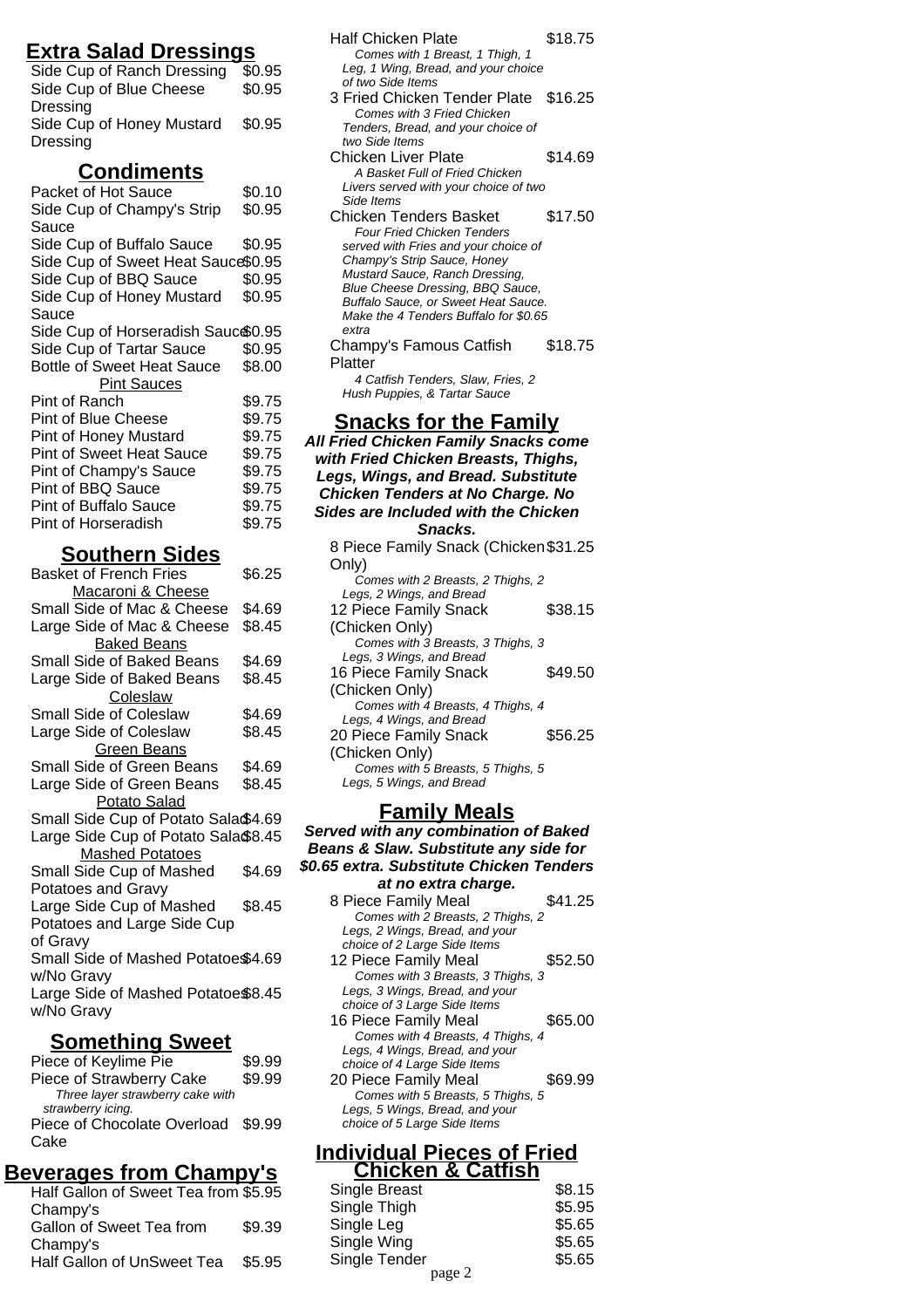## Extra Salad Dressings

| Item | Price |
|---|---|
| Side Cup of Ranch Dressing | $0.95 |
| Side Cup of Blue Cheese Dressing | $0.95 |
| Side Cup of Honey Mustard Dressing | $0.95 |

## Condiments

| Item | Price |
|---|---|
| Packet of Hot Sauce | $0.10 |
| Side Cup of Champy's Strip Sauce | $0.95 |
| Side Cup of Buffalo Sauce | $0.95 |
| Side Cup of Sweet Heat Sauce | $0.95 |
| Side Cup of BBQ Sauce | $0.95 |
| Side Cup of Honey Mustard Sauce | $0.95 |
| Side Cup of Horseradish Sauce | $0.95 |
| Side Cup of Tartar Sauce | $0.95 |
| Bottle of Sweet Heat Sauce | $8.00 |

**Pint Sauces**

| Item | Price |
|---|---|
| Pint of Ranch | $9.75 |
| Pint of Blue Cheese | $9.75 |
| Pint of Honey Mustard | $9.75 |
| Pint of Sweet Heat Sauce | $9.75 |
| Pint of Champy's Sauce | $9.75 |
| Pint of BBQ Sauce | $9.75 |
| Pint of Buffalo Sauce | $9.75 |
| Pint of Horseradish | $9.75 |

## Southern Sides

| Item | Price |
|---|---|
| Basket of French Fries | $6.25 |

**Macaroni & Cheese**

| Item | Price |
|---|---|
| Small Side of Mac & Cheese | $4.69 |
| Large Side of Mac & Cheese | $8.45 |

**Baked Beans**

| Item | Price |
|---|---|
| Small Side of Baked Beans | $4.69 |
| Large Side of Baked Beans | $8.45 |

**Coleslaw**

| Item | Price |
|---|---|
| Small Side of Coleslaw | $4.69 |
| Large Side of Coleslaw | $8.45 |

**Green Beans**

| Item | Price |
|---|---|
| Small Side of Green Beans | $4.69 |
| Large Side of Green Beans | $8.45 |

**Potato Salad**

| Item | Price |
|---|---|
| Small Side Cup of Potato Salad | $4.69 |
| Large Side Cup of Potato Salad | $8.45 |

**Mashed Potatoes**

| Item | Price |
|---|---|
| Small Side Cup of Mashed Potatoes and Gravy | $4.69 |
| Large Side Cup of Mashed Potatoes and Large Side Cup of Gravy | $8.45 |
| Small Side of Mashed Potatoes w/No Gravy | $4.69 |
| Large Side of Mashed Potatoes w/No Gravy | $8.45 |

## Something Sweet

| Item | Price |
|---|---|
| Piece of Keylime Pie | $9.99 |
| Piece of Strawberry Cake | $9.99 |
| Piece of Chocolate Overload Cake | $9.99 |

*Strawberry Cake: Three layer strawberry cake with strawberry icing.*

## Beverages from Champy's

| Item | Price |
|---|---|
| Half Gallon of Sweet Tea from Champy's | $5.95 |
| Gallon of Sweet Tea from Champy's | $9.39 |
| Half Gallon of UnSweet Tea | $5.95 |

| Item | Price |
|---|---|
| Half Chicken Plate | $18.75 |
| 3 Fried Chicken Tender Plate | $16.25 |
| Chicken Liver Plate | $14.69 |
| Chicken Tenders Basket | $17.50 |
| Champy's Famous Catfish Platter | $18.75 |

- *Half Chicken Plate: Comes with 1 Breast, 1 Thigh, 1 Leg, 1 Wing, Bread, and your choice of two Side Items*
- *3 Fried Chicken Tender Plate: Comes with 3 Fried Chicken Tenders, Bread, and your choice of two Side Items*
- *Chicken Liver Plate: A Basket Full of Fried Chicken Livers served with your choice of two Side Items*
- *Chicken Tenders Basket: Four Fried Chicken Tenders served with Fries and your choice of Champy's Strip Sauce, Honey Mustard Sauce, Ranch Dressing, Blue Cheese Dressing, BBQ Sauce, Buffalo Sauce, or Sweet Heat Sauce. Make the 4 Tenders Buffalo for $0.65 extra*
- *Champy's Famous Catfish Platter: 4 Catfish Tenders, Slaw, Fries, 2 Hush Puppies, & Tartar Sauce*

## Snacks for the Family

***All Fried Chicken Family Snacks come with Fried Chicken Breasts, Thighs, Legs, Wings, and Bread. Substitute Chicken Tenders at No Charge. No Sides are Included with the Chicken Snacks.***

| Item | Price |
|---|---|
| 8 Piece Family Snack (Chicken Only) | $31.25 |
| 12 Piece Family Snack (Chicken Only) | $38.15 |
| 16 Piece Family Snack (Chicken Only) | $49.50 |
| 20 Piece Family Snack (Chicken Only) | $56.25 |

- *8 Piece: Comes with 2 Breasts, 2 Thighs, 2 Legs, 2 Wings, and Bread*
- *12 Piece: Comes with 3 Breasts, 3 Thighs, 3 Legs, 3 Wings, and Bread*
- *16 Piece: Comes with 4 Breasts, 4 Thighs, 4 Legs, 4 Wings, and Bread*
- *20 Piece: Comes with 5 Breasts, 5 Thighs, 5 Legs, 5 Wings, and Bread*

## Family Meals

***Served with any combination of Baked Beans & Slaw. Substitute any side for $0.65 extra. Substitute Chicken Tenders at no extra charge.***

| Item | Price |
|---|---|
| 8 Piece Family Meal | $41.25 |
| 12 Piece Family Meal | $52.50 |
| 16 Piece Family Meal | $65.00 |
| 20 Piece Family Meal | $69.99 |

- *8 Piece: Comes with 2 Breasts, 2 Thighs, 2 Legs, 2 Wings, Bread, and your choice of 2 Large Side Items*
- *12 Piece: Comes with 3 Breasts, 3 Thighs, 3 Legs, 3 Wings, Bread, and your choice of 3 Large Side Items*
- *16 Piece: Comes with 4 Breasts, 4 Thighs, 4 Legs, 4 Wings, Bread, and your choice of 4 Large Side Items*
- *20 Piece: Comes with 5 Breasts, 5 Thighs, 5 Legs, 5 Wings, Bread, and your choice of 5 Large Side Items*

## Individual Pieces of Fried Chicken & Catfish

| Item | Price |
|---|---|
| Single Breast | $8.15 |
| Single Thigh | $5.95 |
| Single Leg | $5.65 |
| Single Wing | $5.65 |
| Single Tender | $5.65 |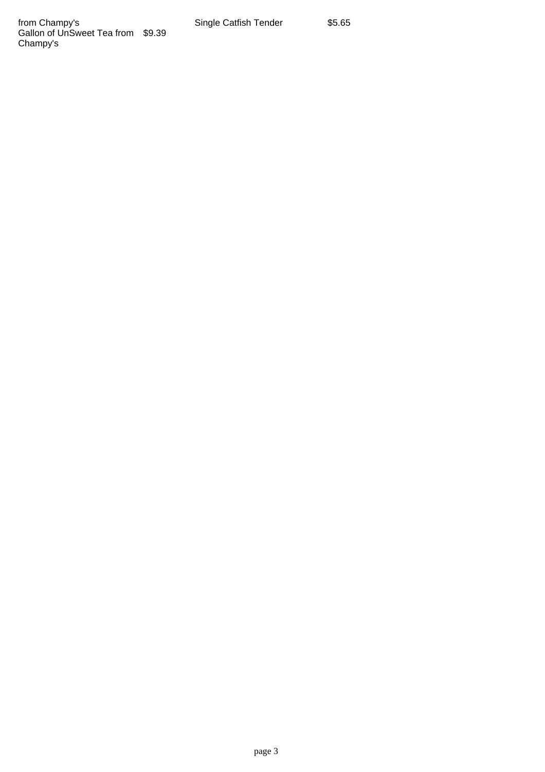| | | | |
|---|---|---|---|
| from Champy's | | Single Catfish Tender | $5.65 |
| Gallon of UnSweet Tea from Champy's | $9.39 | | |